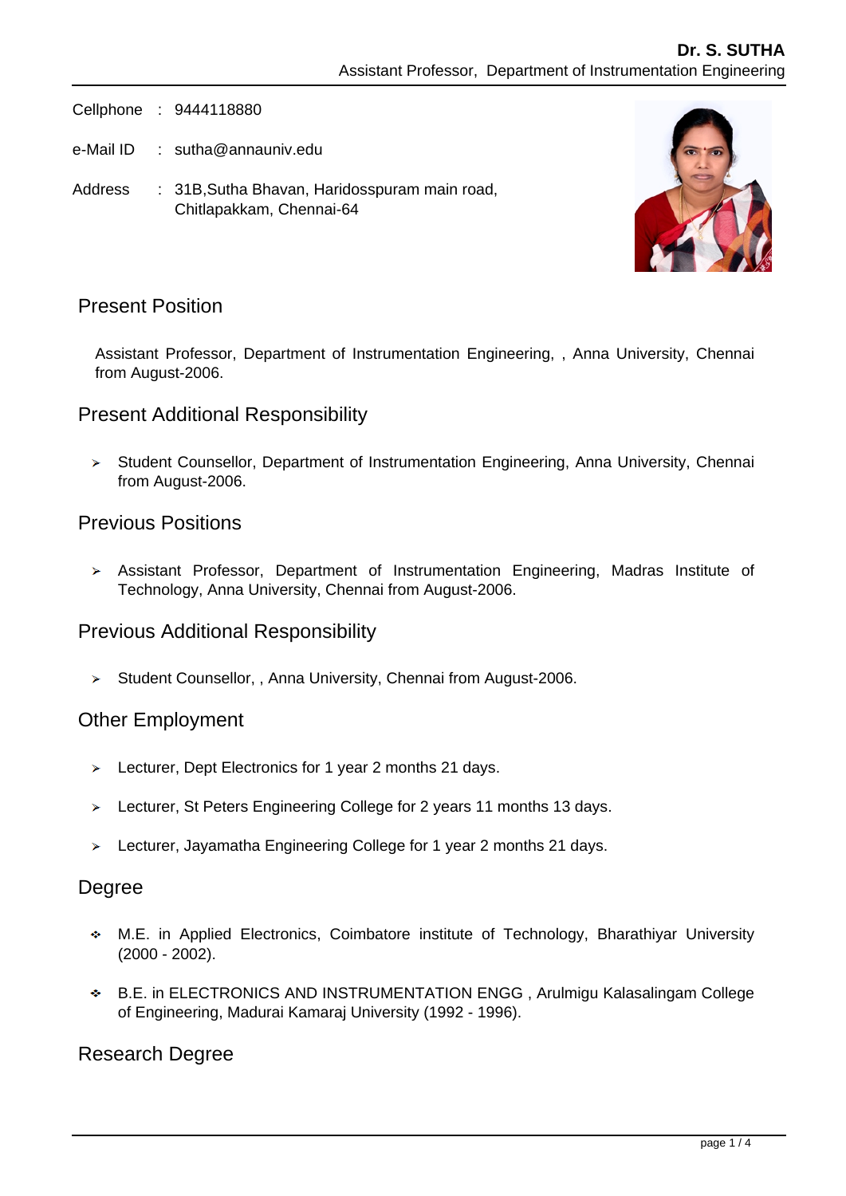**Dr. S. SUTHA**
Assistant Professor, Department of Instrumentation Engineering

Cellphone : 9444118880

e-Mail ID : sutha@annauniv.edu

Address : 31B,Sutha Bhavan, Haridosspuram main road, Chitlapakkam, Chennai-64

## Present Position

Assistant Professor, Department of Instrumentation Engineering, , Anna University, Chennai from August-2006.

## Present Additional Responsibility

- Student Counsellor, Department of Instrumentation Engineering, Anna University, Chennai from August-2006.

## Previous Positions

- Assistant Professor, Department of Instrumentation Engineering, Madras Institute of Technology, Anna University, Chennai from August-2006.

## Previous Additional Responsibility

- Student Counsellor, , Anna University, Chennai from August-2006.

## Other Employment

- Lecturer, Dept Electronics for 1 year 2 months 21 days.
- Lecturer, St Peters Engineering College for 2 years 11 months 13 days.
- Lecturer, Jayamatha Engineering College for 1 year 2 months 21 days.

## Degree

- M.E. in Applied Electronics, Coimbatore institute of Technology, Bharathiyar University (2000 - 2002).
- B.E. in ELECTRONICS AND INSTRUMENTATION ENGG , Arulmigu Kalasalingam College of Engineering, Madurai Kamaraj University (1992 - 1996).

## Research Degree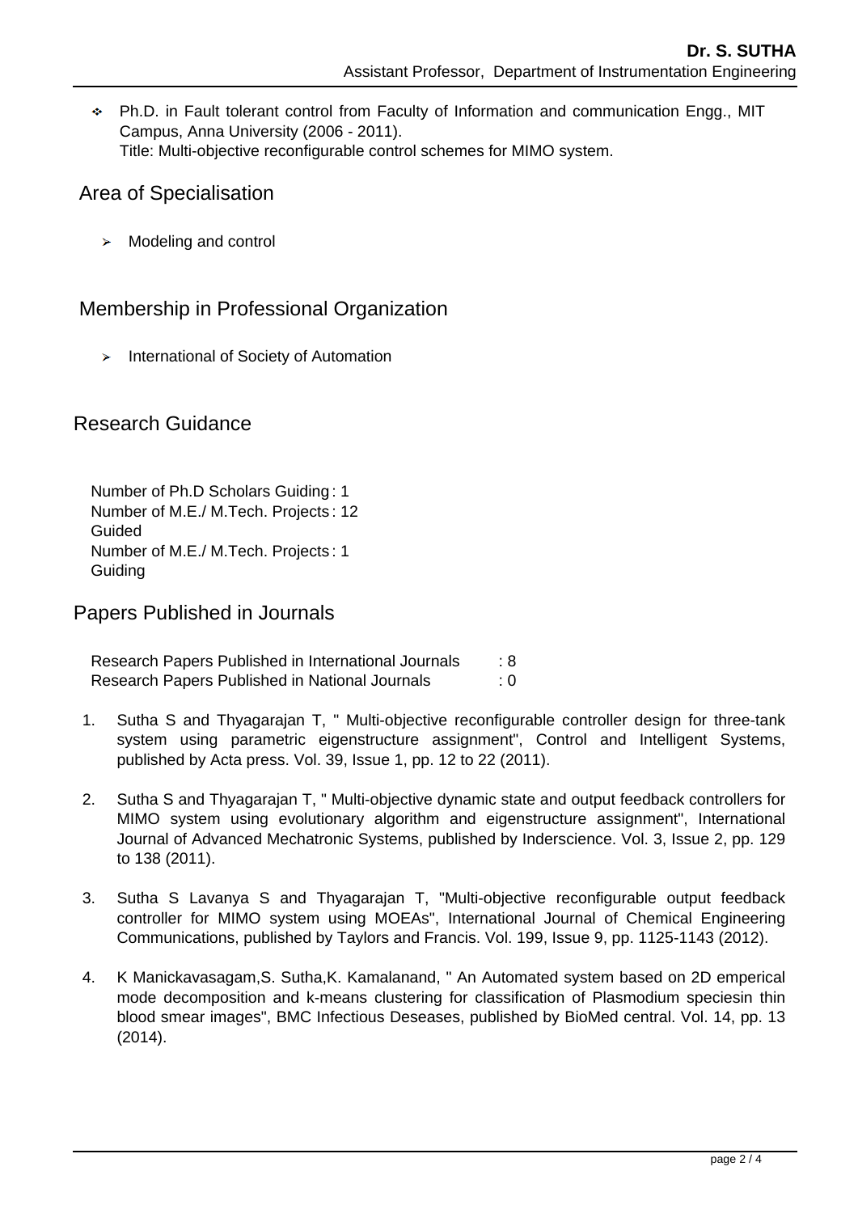- Ph.D. in Fault tolerant control from Faculty of Information and communication Engg., MIT Campus, Anna University (2006 - 2011).
  Title: Multi-objective reconfigurable control schemes for MIMO system.

## Area of Specialisation

- Modeling and control

## Membership in Professional Organization

- International of Society of Automation

## Research Guidance

| | |
|---|---|
| Number of Ph.D Scholars Guiding | : 1 |
| Number of M.E./ M.Tech. Projects Guided | : 12 |
| Number of M.E./ M.Tech. Projects Guiding | : 1 |

## Papers Published in Journals

| | |
|---|---|
| Research Papers Published in International Journals | : 8 |
| Research Papers Published in National Journals | : 0 |

1. Sutha S and Thyagarajan T, " Multi-objective reconfigurable controller design for three-tank system using parametric eigenstructure assignment", Control and Intelligent Systems, published by Acta press. Vol. 39, Issue 1, pp. 12 to 22 (2011).

2. Sutha S and Thyagarajan T, " Multi-objective dynamic state and output feedback controllers for MIMO system using evolutionary algorithm and eigenstructure assignment", International Journal of Advanced Mechatronic Systems, published by Inderscience. Vol. 3, Issue 2, pp. 129 to 138 (2011).

3. Sutha S Lavanya S and Thyagarajan T, "Multi-objective reconfigurable output feedback controller for MIMO system using MOEAs", International Journal of Chemical Engineering Communications, published by Taylors and Francis. Vol. 199, Issue 9, pp. 1125-1143 (2012).

4. K Manickavasagam,S. Sutha,K. Kamalanand, " An Automated system based on 2D emperical mode decomposition and k-means clustering for classification of Plasmodium speciesin thin blood smear images", BMC Infectious Deseases, published by BioMed central. Vol. 14, pp. 13 (2014).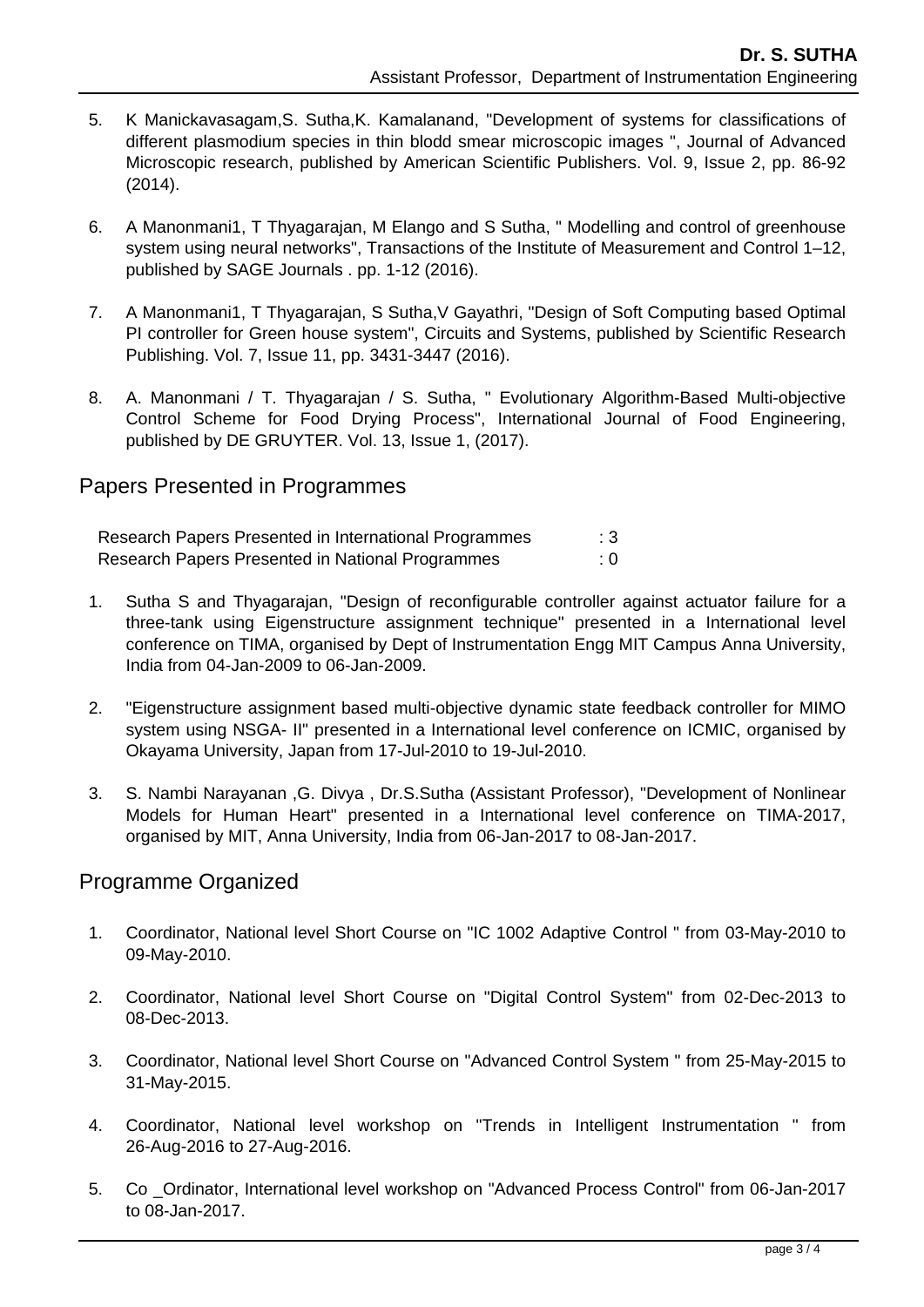5. K Manickavasagam,S. Sutha,K. Kamalanand, "Development of systems for classifications of different plasmodium species in thin blodd smear microscopic images ", Journal of Advanced Microscopic research, published by American Scientific Publishers. Vol. 9, Issue 2, pp. 86-92 (2014).

6. A Manonmani1, T Thyagarajan, M Elango and S Sutha, " Modelling and control of greenhouse system using neural networks", Transactions of the Institute of Measurement and Control 1–12, published by SAGE Journals . pp. 1-12 (2016).

7. A Manonmani1, T Thyagarajan, S Sutha,V Gayathri, "Design of Soft Computing based Optimal PI controller for Green house system", Circuits and Systems, published by Scientific Research Publishing. Vol. 7, Issue 11, pp. 3431-3447 (2016).

8. A. Manonmani / T. Thyagarajan / S. Sutha, " Evolutionary Algorithm-Based Multi-objective Control Scheme for Food Drying Process", International Journal of Food Engineering, published by DE GRUYTER. Vol. 13, Issue 1, (2017).

## Papers Presented in Programmes

| | |
|---|---|
| Research Papers Presented in International Programmes | : 3 |
| Research Papers Presented in National Programmes | : 0 |

1. Sutha S and Thyagarajan, "Design of reconfigurable controller against actuator failure for a three-tank using Eigenstructure assignment technique" presented in a International level conference on TIMA, organised by Dept of Instrumentation Engg MIT Campus Anna University, India from 04-Jan-2009 to 06-Jan-2009.

2. "Eigenstructure assignment based multi-objective dynamic state feedback controller for MIMO system using NSGA- II" presented in a International level conference on ICMIC, organised by Okayama University, Japan from 17-Jul-2010 to 19-Jul-2010.

3. S. Nambi Narayanan ,G. Divya , Dr.S.Sutha (Assistant Professor), "Development of Nonlinear Models for Human Heart" presented in a International level conference on TIMA-2017, organised by MIT, Anna University, India from 06-Jan-2017 to 08-Jan-2017.

## Programme Organized

1. Coordinator, National level Short Course on "IC 1002 Adaptive Control " from 03-May-2010 to 09-May-2010.

2. Coordinator, National level Short Course on "Digital Control System" from 02-Dec-2013 to 08-Dec-2013.

3. Coordinator, National level Short Course on "Advanced Control System " from 25-May-2015 to 31-May-2015.

4. Coordinator, National level workshop on "Trends in Intelligent Instrumentation " from 26-Aug-2016 to 27-Aug-2016.

5. Co _Ordinator, International level workshop on "Advanced Process Control" from 06-Jan-2017 to 08-Jan-2017.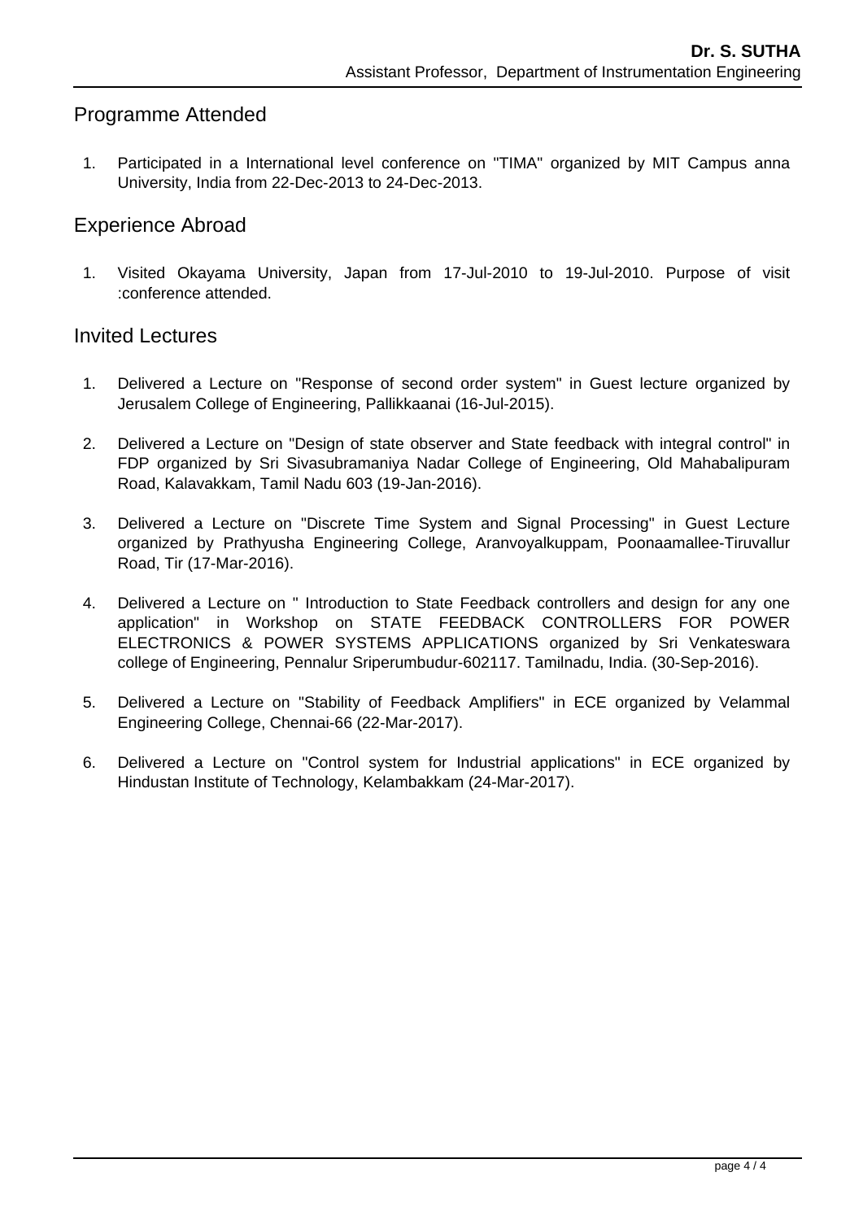## Programme Attended

1. Participated in a International level conference on "TIMA" organized by MIT Campus anna University, India from 22-Dec-2013 to 24-Dec-2013.

## Experience Abroad

1. Visited Okayama University, Japan from 17-Jul-2010 to 19-Jul-2010. Purpose of visit :conference attended.

## Invited Lectures

1. Delivered a Lecture on "Response of second order system" in Guest lecture organized by Jerusalem College of Engineering, Pallikkaanai (16-Jul-2015).

2. Delivered a Lecture on "Design of state observer and State feedback with integral control" in FDP organized by Sri Sivasubramaniya Nadar College of Engineering, Old Mahabalipuram Road, Kalavakkam, Tamil Nadu 603 (19-Jan-2016).

3. Delivered a Lecture on "Discrete Time System and Signal Processing" in Guest Lecture organized by Prathyusha Engineering College, Aranvoyalkuppam, Poonaamallee-Tiruvallur Road, Tir (17-Mar-2016).

4. Delivered a Lecture on " Introduction to State Feedback controllers and design for any one application" in Workshop on STATE FEEDBACK CONTROLLERS FOR POWER ELECTRONICS & POWER SYSTEMS APPLICATIONS organized by Sri Venkateswara college of Engineering, Pennalur Sriperumbudur-602117. Tamilnadu, India. (30-Sep-2016).

5. Delivered a Lecture on "Stability of Feedback Amplifiers" in ECE organized by Velammal Engineering College, Chennai-66 (22-Mar-2017).

6. Delivered a Lecture on "Control system for Industrial applications" in ECE organized by Hindustan Institute of Technology, Kelambakkam (24-Mar-2017).